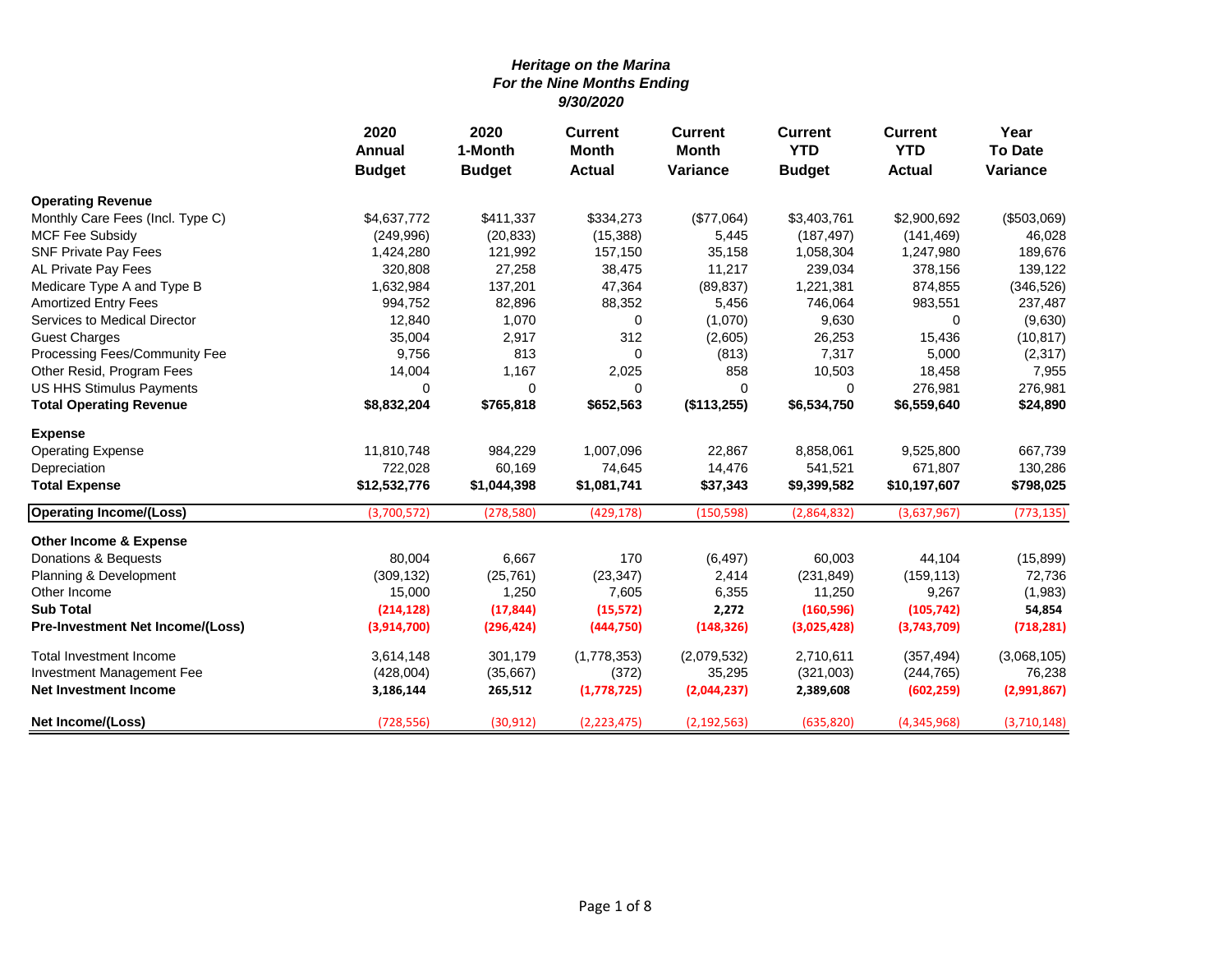***Heritage on the Marina***
***For the Nine Months Ending***
***9/30/2020***

| | 2020 Annual Budget | 2020 1-Month Budget | Current Month Actual | Current Month Variance | Current YTD Budget | Current YTD Actual | Year To Date Variance |
|---|---|---|---|---|---|---|---|
| **Operating Revenue** | | | | | | | |
| Monthly Care Fees (Incl. Type C) | $4,637,772 | $411,337 | $334,273 | ($77,064) | $3,403,761 | $2,900,692 | ($503,069) |
| MCF Fee Subsidy | (249,996) | (20,833) | (15,388) | 5,445 | (187,497) | (141,469) | 46,028 |
| SNF Private Pay Fees | 1,424,280 | 121,992 | 157,150 | 35,158 | 1,058,304 | 1,247,980 | 189,676 |
| AL Private Pay Fees | 320,808 | 27,258 | 38,475 | 11,217 | 239,034 | 378,156 | 139,122 |
| Medicare Type A and Type B | 1,632,984 | 137,201 | 47,364 | (89,837) | 1,221,381 | 874,855 | (346,526) |
| Amortized Entry Fees | 994,752 | 82,896 | 88,352 | 5,456 | 746,064 | 983,551 | 237,487 |
| Services to Medical Director | 12,840 | 1,070 | 0 | (1,070) | 9,630 | 0 | (9,630) |
| Guest Charges | 35,004 | 2,917 | 312 | (2,605) | 26,253 | 15,436 | (10,817) |
| Processing Fees/Community Fee | 9,756 | 813 | 0 | (813) | 7,317 | 5,000 | (2,317) |
| Other Resid, Program Fees | 14,004 | 1,167 | 2,025 | 858 | 10,503 | 18,458 | 7,955 |
| US HHS Stimulus Payments | 0 | 0 | 0 | 0 | 0 | 276,981 | 276,981 |
| **Total Operating Revenue** | **$8,832,204** | **$765,818** | **$652,563** | **($113,255)** | **$6,534,750** | **$6,559,640** | **$24,890** |
| **Expense** | | | | | | | |
| Operating Expense | 11,810,748 | 984,229 | 1,007,096 | 22,867 | 8,858,061 | 9,525,800 | 667,739 |
| Depreciation | 722,028 | 60,169 | 74,645 | 14,476 | 541,521 | 671,807 | 130,286 |
| **Total Expense** | **$12,532,776** | **$1,044,398** | **$1,081,741** | **$37,343** | **$9,399,582** | **$10,197,607** | **$798,025** |
| **Operating Income/(Loss)** | (3,700,572) | (278,580) | (429,178) | (150,598) | (2,864,832) | (3,637,967) | (773,135) |
| **Other Income & Expense** | | | | | | | |
| Donations & Bequests | 80,004 | 6,667 | 170 | (6,497) | 60,003 | 44,104 | (15,899) |
| Planning & Development | (309,132) | (25,761) | (23,347) | 2,414 | (231,849) | (159,113) | 72,736 |
| Other Income | 15,000 | 1,250 | 7,605 | 6,355 | 11,250 | 9,267 | (1,983) |
| **Sub Total** | **(214,128)** | **(17,844)** | **(15,572)** | **2,272** | **(160,596)** | **(105,742)** | **54,854** |
| **Pre-Investment Net Income/(Loss)** | **(3,914,700)** | **(296,424)** | **(444,750)** | **(148,326)** | **(3,025,428)** | **(3,743,709)** | **(718,281)** |
| Total Investment Income | 3,614,148 | 301,179 | (1,778,353) | (2,079,532) | 2,710,611 | (357,494) | (3,068,105) |
| Investment Management Fee | (428,004) | (35,667) | (372) | 35,295 | (321,003) | (244,765) | 76,238 |
| **Net Investment Income** | **3,186,144** | **265,512** | **(1,778,725)** | **(2,044,237)** | **2,389,608** | **(602,259)** | **(2,991,867)** |
| **Net Income/(Loss)** | (728,556) | (30,912) | (2,223,475) | (2,192,563) | (635,820) | (4,345,968) | (3,710,148) |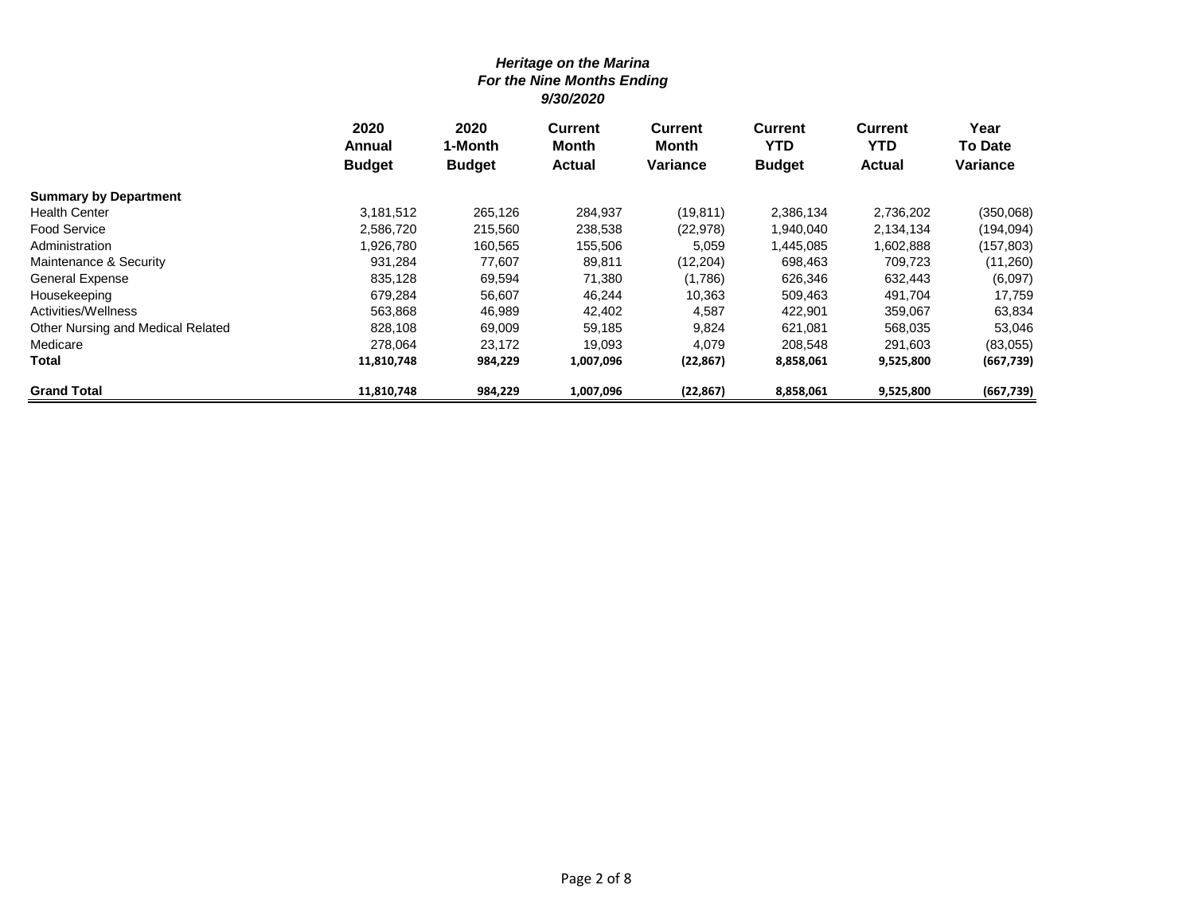***Heritage on the Marina***
***For the Nine Months Ending***
***9/30/2020***

| | 2020 Annual Budget | 2020 1-Month Budget | Current Month Actual | Current Month Variance | Current YTD Budget | Current YTD Actual | Year To Date Variance |
|---|---|---|---|---|---|---|---|
| **Summary by Department** | | | | | | | |
| Health Center | 3,181,512 | 265,126 | 284,937 | (19,811) | 2,386,134 | 2,736,202 | (350,068) |
| Food Service | 2,586,720 | 215,560 | 238,538 | (22,978) | 1,940,040 | 2,134,134 | (194,094) |
| Administration | 1,926,780 | 160,565 | 155,506 | 5,059 | 1,445,085 | 1,602,888 | (157,803) |
| Maintenance & Security | 931,284 | 77,607 | 89,811 | (12,204) | 698,463 | 709,723 | (11,260) |
| General Expense | 835,128 | 69,594 | 71,380 | (1,786) | 626,346 | 632,443 | (6,097) |
| Housekeeping | 679,284 | 56,607 | 46,244 | 10,363 | 509,463 | 491,704 | 17,759 |
| Activities/Wellness | 563,868 | 46,989 | 42,402 | 4,587 | 422,901 | 359,067 | 63,834 |
| Other Nursing and Medical Related | 828,108 | 69,009 | 59,185 | 9,824 | 621,081 | 568,035 | 53,046 |
| Medicare | 278,064 | 23,172 | 19,093 | 4,079 | 208,548 | 291,603 | (83,055) |
| **Total** | **11,810,748** | **984,229** | **1,007,096** | **(22,867)** | **8,858,061** | **9,525,800** | **(667,739)** |
| **Grand Total** | **11,810,748** | **984,229** | **1,007,096** | **(22,867)** | **8,858,061** | **9,525,800** | **(667,739)** |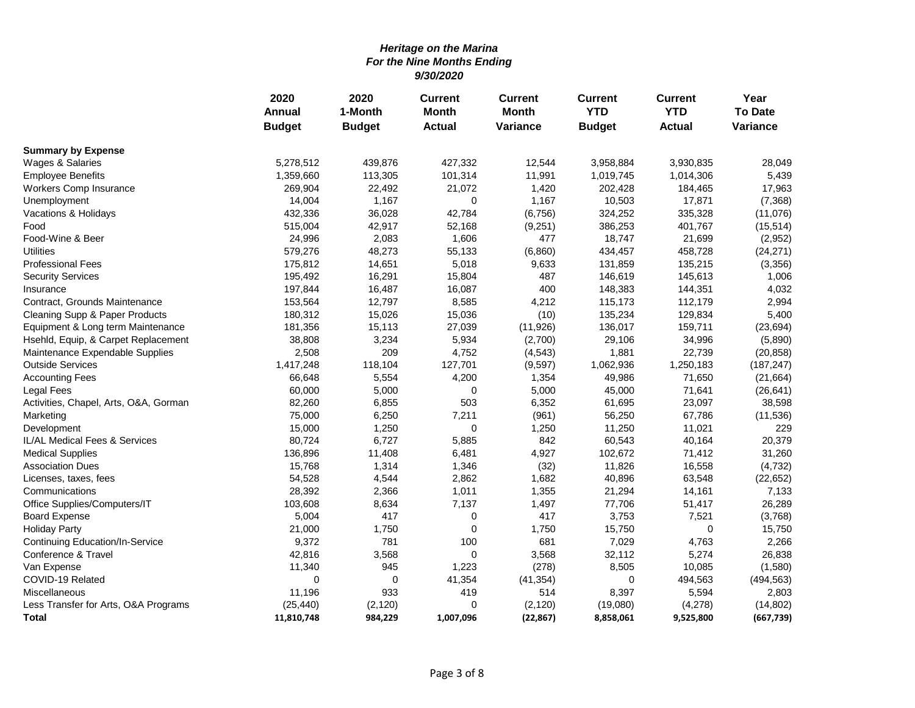***Heritage on the Marina***
***For the Nine Months Ending***
***9/30/2020***

| | 2020 Annual Budget | 2020 1-Month Budget | Current Month Actual | Current Month Variance | Current YTD Budget | Current YTD Actual | Year To Date Variance |
|---|---|---|---|---|---|---|---|
| **Summary by Expense** | | | | | | | |
| Wages & Salaries | 5,278,512 | 439,876 | 427,332 | 12,544 | 3,958,884 | 3,930,835 | 28,049 |
| Employee Benefits | 1,359,660 | 113,305 | 101,314 | 11,991 | 1,019,745 | 1,014,306 | 5,439 |
| Workers Comp Insurance | 269,904 | 22,492 | 21,072 | 1,420 | 202,428 | 184,465 | 17,963 |
| Unemployment | 14,004 | 1,167 | 0 | 1,167 | 10,503 | 17,871 | (7,368) |
| Vacations & Holidays | 432,336 | 36,028 | 42,784 | (6,756) | 324,252 | 335,328 | (11,076) |
| Food | 515,004 | 42,917 | 52,168 | (9,251) | 386,253 | 401,767 | (15,514) |
| Food-Wine & Beer | 24,996 | 2,083 | 1,606 | 477 | 18,747 | 21,699 | (2,952) |
| Utilities | 579,276 | 48,273 | 55,133 | (6,860) | 434,457 | 458,728 | (24,271) |
| Professional Fees | 175,812 | 14,651 | 5,018 | 9,633 | 131,859 | 135,215 | (3,356) |
| Security Services | 195,492 | 16,291 | 15,804 | 487 | 146,619 | 145,613 | 1,006 |
| Insurance | 197,844 | 16,487 | 16,087 | 400 | 148,383 | 144,351 | 4,032 |
| Contract, Grounds Maintenance | 153,564 | 12,797 | 8,585 | 4,212 | 115,173 | 112,179 | 2,994 |
| Cleaning Supp & Paper Products | 180,312 | 15,026 | 15,036 | (10) | 135,234 | 129,834 | 5,400 |
| Equipment & Long term Maintenance | 181,356 | 15,113 | 27,039 | (11,926) | 136,017 | 159,711 | (23,694) |
| Hsehld, Equip, & Carpet Replacement | 38,808 | 3,234 | 5,934 | (2,700) | 29,106 | 34,996 | (5,890) |
| Maintenance Expendable Supplies | 2,508 | 209 | 4,752 | (4,543) | 1,881 | 22,739 | (20,858) |
| Outside Services | 1,417,248 | 118,104 | 127,701 | (9,597) | 1,062,936 | 1,250,183 | (187,247) |
| Accounting Fees | 66,648 | 5,554 | 4,200 | 1,354 | 49,986 | 71,650 | (21,664) |
| Legal Fees | 60,000 | 5,000 | 0 | 5,000 | 45,000 | 71,641 | (26,641) |
| Activities, Chapel, Arts, O&A, Gorman | 82,260 | 6,855 | 503 | 6,352 | 61,695 | 23,097 | 38,598 |
| Marketing | 75,000 | 6,250 | 7,211 | (961) | 56,250 | 67,786 | (11,536) |
| Development | 15,000 | 1,250 | 0 | 1,250 | 11,250 | 11,021 | 229 |
| IL/AL Medical Fees & Services | 80,724 | 6,727 | 5,885 | 842 | 60,543 | 40,164 | 20,379 |
| Medical Supplies | 136,896 | 11,408 | 6,481 | 4,927 | 102,672 | 71,412 | 31,260 |
| Association Dues | 15,768 | 1,314 | 1,346 | (32) | 11,826 | 16,558 | (4,732) |
| Licenses, taxes, fees | 54,528 | 4,544 | 2,862 | 1,682 | 40,896 | 63,548 | (22,652) |
| Communications | 28,392 | 2,366 | 1,011 | 1,355 | 21,294 | 14,161 | 7,133 |
| Office Supplies/Computers/IT | 103,608 | 8,634 | 7,137 | 1,497 | 77,706 | 51,417 | 26,289 |
| Board Expense | 5,004 | 417 | 0 | 417 | 3,753 | 7,521 | (3,768) |
| Holiday Party | 21,000 | 1,750 | 0 | 1,750 | 15,750 | 0 | 15,750 |
| Continuing Education/In-Service | 9,372 | 781 | 100 | 681 | 7,029 | 4,763 | 2,266 |
| Conference & Travel | 42,816 | 3,568 | 0 | 3,568 | 32,112 | 5,274 | 26,838 |
| Van Expense | 11,340 | 945 | 1,223 | (278) | 8,505 | 10,085 | (1,580) |
| COVID-19 Related | 0 | 0 | 41,354 | (41,354) | 0 | 494,563 | (494,563) |
| Miscellaneous | 11,196 | 933 | 419 | 514 | 8,397 | 5,594 | 2,803 |
| Less Transfer for Arts, O&A Programs | (25,440) | (2,120) | 0 | (2,120) | (19,080) | (4,278) | (14,802) |
| **Total** | **11,810,748** | **984,229** | **1,007,096** | **(22,867)** | **8,858,061** | **9,525,800** | **(667,739)** |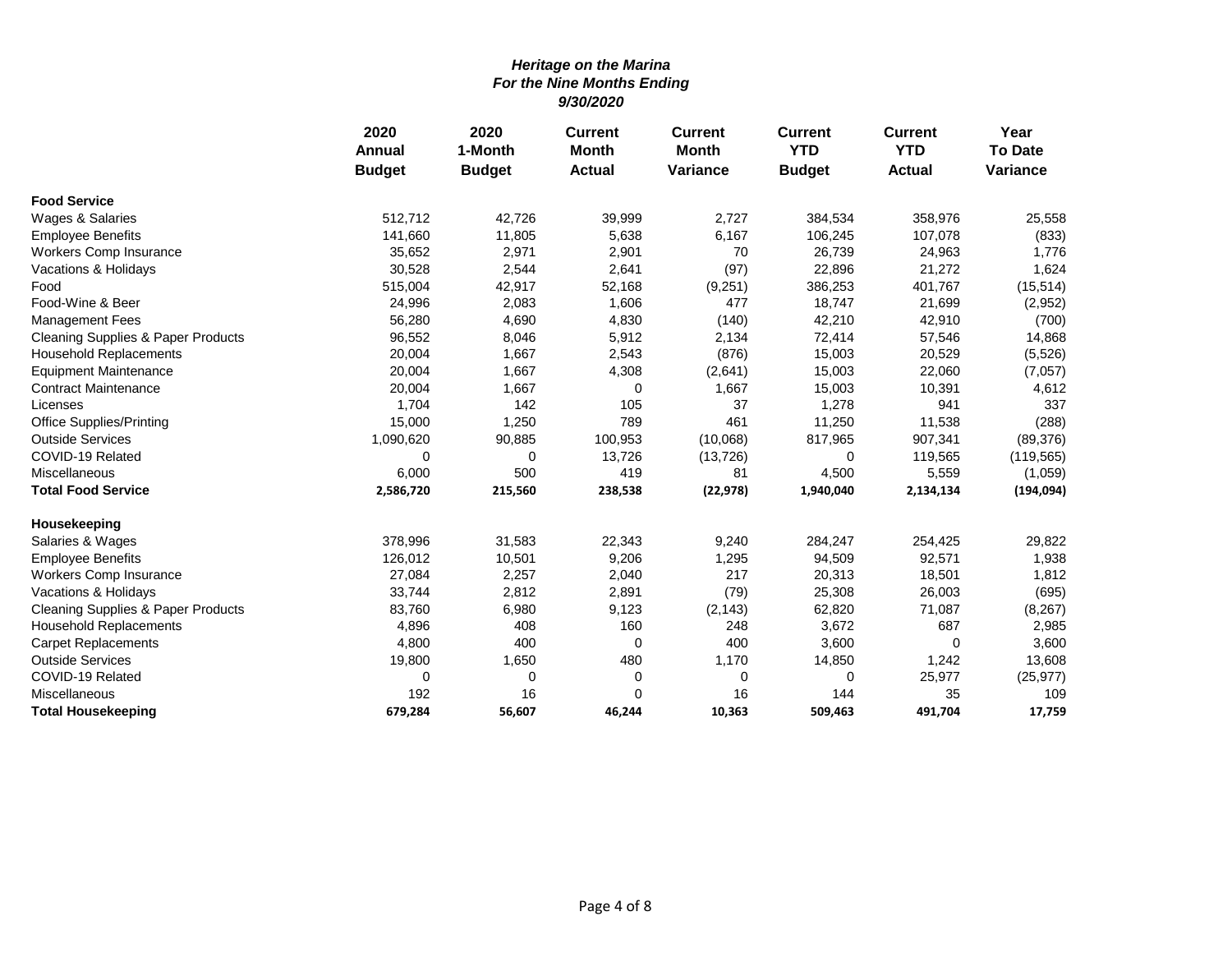*Heritage on the Marina*
*For the Nine Months Ending*
*9/30/2020*

| | 2020 Annual Budget | 2020 1-Month Budget | Current Month Actual | Current Month Variance | Current YTD Budget | Current YTD Actual | Year To Date Variance |
|---|---|---|---|---|---|---|---|
| **Food Service** | | | | | | | |
| Wages & Salaries | 512,712 | 42,726 | 39,999 | 2,727 | 384,534 | 358,976 | 25,558 |
| Employee Benefits | 141,660 | 11,805 | 5,638 | 6,167 | 106,245 | 107,078 | (833) |
| Workers Comp Insurance | 35,652 | 2,971 | 2,901 | 70 | 26,739 | 24,963 | 1,776 |
| Vacations & Holidays | 30,528 | 2,544 | 2,641 | (97) | 22,896 | 21,272 | 1,624 |
| Food | 515,004 | 42,917 | 52,168 | (9,251) | 386,253 | 401,767 | (15,514) |
| Food-Wine & Beer | 24,996 | 2,083 | 1,606 | 477 | 18,747 | 21,699 | (2,952) |
| Management Fees | 56,280 | 4,690 | 4,830 | (140) | 42,210 | 42,910 | (700) |
| Cleaning Supplies & Paper Products | 96,552 | 8,046 | 5,912 | 2,134 | 72,414 | 57,546 | 14,868 |
| Household Replacements | 20,004 | 1,667 | 2,543 | (876) | 15,003 | 20,529 | (5,526) |
| Equipment Maintenance | 20,004 | 1,667 | 4,308 | (2,641) | 15,003 | 22,060 | (7,057) |
| Contract Maintenance | 20,004 | 1,667 | 0 | 1,667 | 15,003 | 10,391 | 4,612 |
| Licenses | 1,704 | 142 | 105 | 37 | 1,278 | 941 | 337 |
| Office Supplies/Printing | 15,000 | 1,250 | 789 | 461 | 11,250 | 11,538 | (288) |
| Outside Services | 1,090,620 | 90,885 | 100,953 | (10,068) | 817,965 | 907,341 | (89,376) |
| COVID-19 Related | 0 | 0 | 13,726 | (13,726) | 0 | 119,565 | (119,565) |
| Miscellaneous | 6,000 | 500 | 419 | 81 | 4,500 | 5,559 | (1,059) |
| **Total Food Service** | **2,586,720** | **215,560** | **238,538** | **(22,978)** | **1,940,040** | **2,134,134** | **(194,094)** |
| **Housekeeping** | | | | | | | |
| Salaries & Wages | 378,996 | 31,583 | 22,343 | 9,240 | 284,247 | 254,425 | 29,822 |
| Employee Benefits | 126,012 | 10,501 | 9,206 | 1,295 | 94,509 | 92,571 | 1,938 |
| Workers Comp Insurance | 27,084 | 2,257 | 2,040 | 217 | 20,313 | 18,501 | 1,812 |
| Vacations & Holidays | 33,744 | 2,812 | 2,891 | (79) | 25,308 | 26,003 | (695) |
| Cleaning Supplies & Paper Products | 83,760 | 6,980 | 9,123 | (2,143) | 62,820 | 71,087 | (8,267) |
| Household Replacements | 4,896 | 408 | 160 | 248 | 3,672 | 687 | 2,985 |
| Carpet Replacements | 4,800 | 400 | 0 | 400 | 3,600 | 0 | 3,600 |
| Outside Services | 19,800 | 1,650 | 480 | 1,170 | 14,850 | 1,242 | 13,608 |
| COVID-19 Related | 0 | 0 | 0 | 0 | 0 | 25,977 | (25,977) |
| Miscellaneous | 192 | 16 | 0 | 16 | 144 | 35 | 109 |
| **Total Housekeeping** | **679,284** | **56,607** | **46,244** | **10,363** | **509,463** | **491,704** | **17,759** |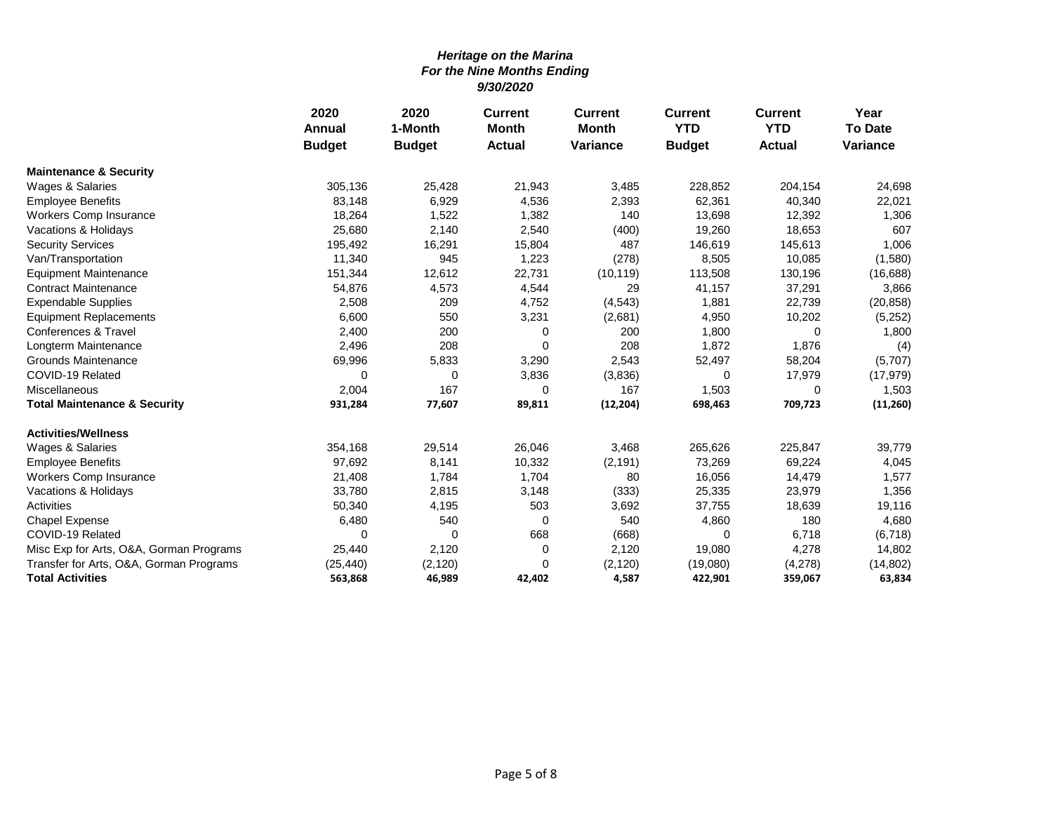***Heritage on the Marina***
***For the Nine Months Ending***
***9/30/2020***

| | 2020 Annual Budget | 2020 1-Month Budget | Current Month Actual | Current Month Variance | Current YTD Budget | Current YTD Actual | Year To Date Variance |
|---|---|---|---|---|---|---|---|
| **Maintenance & Security** | | | | | | | |
| Wages & Salaries | 305,136 | 25,428 | 21,943 | 3,485 | 228,852 | 204,154 | 24,698 |
| Employee Benefits | 83,148 | 6,929 | 4,536 | 2,393 | 62,361 | 40,340 | 22,021 |
| Workers Comp Insurance | 18,264 | 1,522 | 1,382 | 140 | 13,698 | 12,392 | 1,306 |
| Vacations & Holidays | 25,680 | 2,140 | 2,540 | (400) | 19,260 | 18,653 | 607 |
| Security Services | 195,492 | 16,291 | 15,804 | 487 | 146,619 | 145,613 | 1,006 |
| Van/Transportation | 11,340 | 945 | 1,223 | (278) | 8,505 | 10,085 | (1,580) |
| Equipment Maintenance | 151,344 | 12,612 | 22,731 | (10,119) | 113,508 | 130,196 | (16,688) |
| Contract Maintenance | 54,876 | 4,573 | 4,544 | 29 | 41,157 | 37,291 | 3,866 |
| Expendable Supplies | 2,508 | 209 | 4,752 | (4,543) | 1,881 | 22,739 | (20,858) |
| Equipment Replacements | 6,600 | 550 | 3,231 | (2,681) | 4,950 | 10,202 | (5,252) |
| Conferences & Travel | 2,400 | 200 | 0 | 200 | 1,800 | 0 | 1,800 |
| Longterm Maintenance | 2,496 | 208 | 0 | 208 | 1,872 | 1,876 | (4) |
| Grounds Maintenance | 69,996 | 5,833 | 3,290 | 2,543 | 52,497 | 58,204 | (5,707) |
| COVID-19 Related | 0 | 0 | 3,836 | (3,836) | 0 | 17,979 | (17,979) |
| Miscellaneous | 2,004 | 167 | 0 | 167 | 1,503 | 0 | 1,503 |
| **Total Maintenance & Security** | **931,284** | **77,607** | **89,811** | **(12,204)** | **698,463** | **709,723** | **(11,260)** |
| | | | | | | | |
| **Activities/Wellness** | | | | | | | |
| Wages & Salaries | 354,168 | 29,514 | 26,046 | 3,468 | 265,626 | 225,847 | 39,779 |
| Employee Benefits | 97,692 | 8,141 | 10,332 | (2,191) | 73,269 | 69,224 | 4,045 |
| Workers Comp Insurance | 21,408 | 1,784 | 1,704 | 80 | 16,056 | 14,479 | 1,577 |
| Vacations & Holidays | 33,780 | 2,815 | 3,148 | (333) | 25,335 | 23,979 | 1,356 |
| Activities | 50,340 | 4,195 | 503 | 3,692 | 37,755 | 18,639 | 19,116 |
| Chapel Expense | 6,480 | 540 | 0 | 540 | 4,860 | 180 | 4,680 |
| COVID-19 Related | 0 | 0 | 668 | (668) | 0 | 6,718 | (6,718) |
| Misc Exp for Arts, O&A, Gorman Programs | 25,440 | 2,120 | 0 | 2,120 | 19,080 | 4,278 | 14,802 |
| Transfer for Arts, O&A, Gorman Programs | (25,440) | (2,120) | 0 | (2,120) | (19,080) | (4,278) | (14,802) |
| **Total Activities** | **563,868** | **46,989** | **42,402** | **4,587** | **422,901** | **359,067** | **63,834** |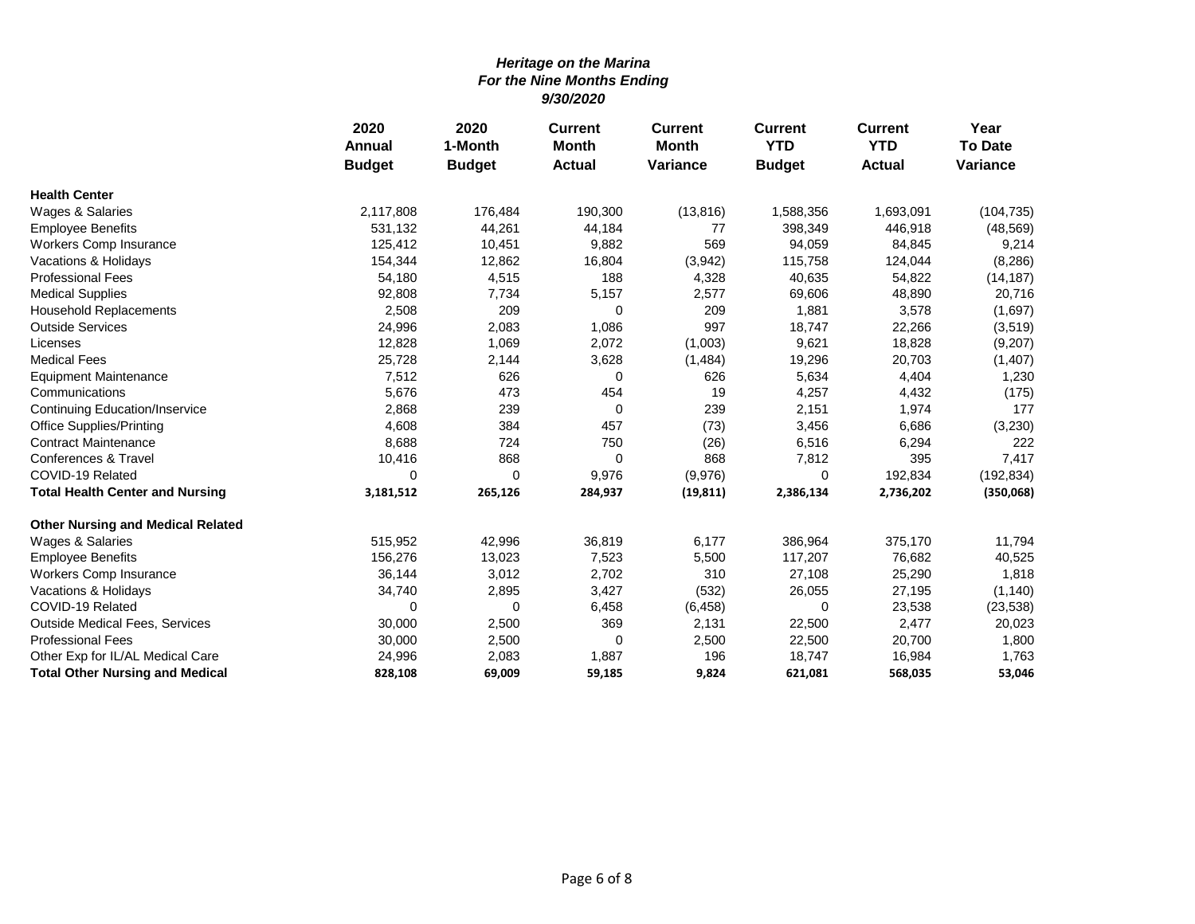***Heritage on the Marina***
***For the Nine Months Ending***
***9/30/2020***

| | 2020 Annual Budget | 2020 1-Month Budget | Current Month Actual | Current Month Variance | Current YTD Budget | Current YTD Actual | Year To Date Variance |
|---|---|---|---|---|---|---|---|
| **Health Center** | | | | | | | |
| Wages & Salaries | 2,117,808 | 176,484 | 190,300 | (13,816) | 1,588,356 | 1,693,091 | (104,735) |
| Employee Benefits | 531,132 | 44,261 | 44,184 | 77 | 398,349 | 446,918 | (48,569) |
| Workers Comp Insurance | 125,412 | 10,451 | 9,882 | 569 | 94,059 | 84,845 | 9,214 |
| Vacations & Holidays | 154,344 | 12,862 | 16,804 | (3,942) | 115,758 | 124,044 | (8,286) |
| Professional Fees | 54,180 | 4,515 | 188 | 4,328 | 40,635 | 54,822 | (14,187) |
| Medical Supplies | 92,808 | 7,734 | 5,157 | 2,577 | 69,606 | 48,890 | 20,716 |
| Household Replacements | 2,508 | 209 | 0 | 209 | 1,881 | 3,578 | (1,697) |
| Outside Services | 24,996 | 2,083 | 1,086 | 997 | 18,747 | 22,266 | (3,519) |
| Licenses | 12,828 | 1,069 | 2,072 | (1,003) | 9,621 | 18,828 | (9,207) |
| Medical Fees | 25,728 | 2,144 | 3,628 | (1,484) | 19,296 | 20,703 | (1,407) |
| Equipment Maintenance | 7,512 | 626 | 0 | 626 | 5,634 | 4,404 | 1,230 |
| Communications | 5,676 | 473 | 454 | 19 | 4,257 | 4,432 | (175) |
| Continuing Education/Inservice | 2,868 | 239 | 0 | 239 | 2,151 | 1,974 | 177 |
| Office Supplies/Printing | 4,608 | 384 | 457 | (73) | 3,456 | 6,686 | (3,230) |
| Contract Maintenance | 8,688 | 724 | 750 | (26) | 6,516 | 6,294 | 222 |
| Conferences & Travel | 10,416 | 868 | 0 | 868 | 7,812 | 395 | 7,417 |
| COVID-19 Related | 0 | 0 | 9,976 | (9,976) | 0 | 192,834 | (192,834) |
| **Total Health Center and Nursing** | **3,181,512** | **265,126** | **284,937** | **(19,811)** | **2,386,134** | **2,736,202** | **(350,068)** |
| | | | | | | | |
| **Other Nursing and Medical Related** | | | | | | | |
| Wages & Salaries | 515,952 | 42,996 | 36,819 | 6,177 | 386,964 | 375,170 | 11,794 |
| Employee Benefits | 156,276 | 13,023 | 7,523 | 5,500 | 117,207 | 76,682 | 40,525 |
| Workers Comp Insurance | 36,144 | 3,012 | 2,702 | 310 | 27,108 | 25,290 | 1,818 |
| Vacations & Holidays | 34,740 | 2,895 | 3,427 | (532) | 26,055 | 27,195 | (1,140) |
| COVID-19 Related | 0 | 0 | 6,458 | (6,458) | 0 | 23,538 | (23,538) |
| Outside Medical Fees, Services | 30,000 | 2,500 | 369 | 2,131 | 22,500 | 2,477 | 20,023 |
| Professional Fees | 30,000 | 2,500 | 0 | 2,500 | 22,500 | 20,700 | 1,800 |
| Other Exp for IL/AL Medical Care | 24,996 | 2,083 | 1,887 | 196 | 18,747 | 16,984 | 1,763 |
| **Total Other Nursing and Medical** | **828,108** | **69,009** | **59,185** | **9,824** | **621,081** | **568,035** | **53,046** |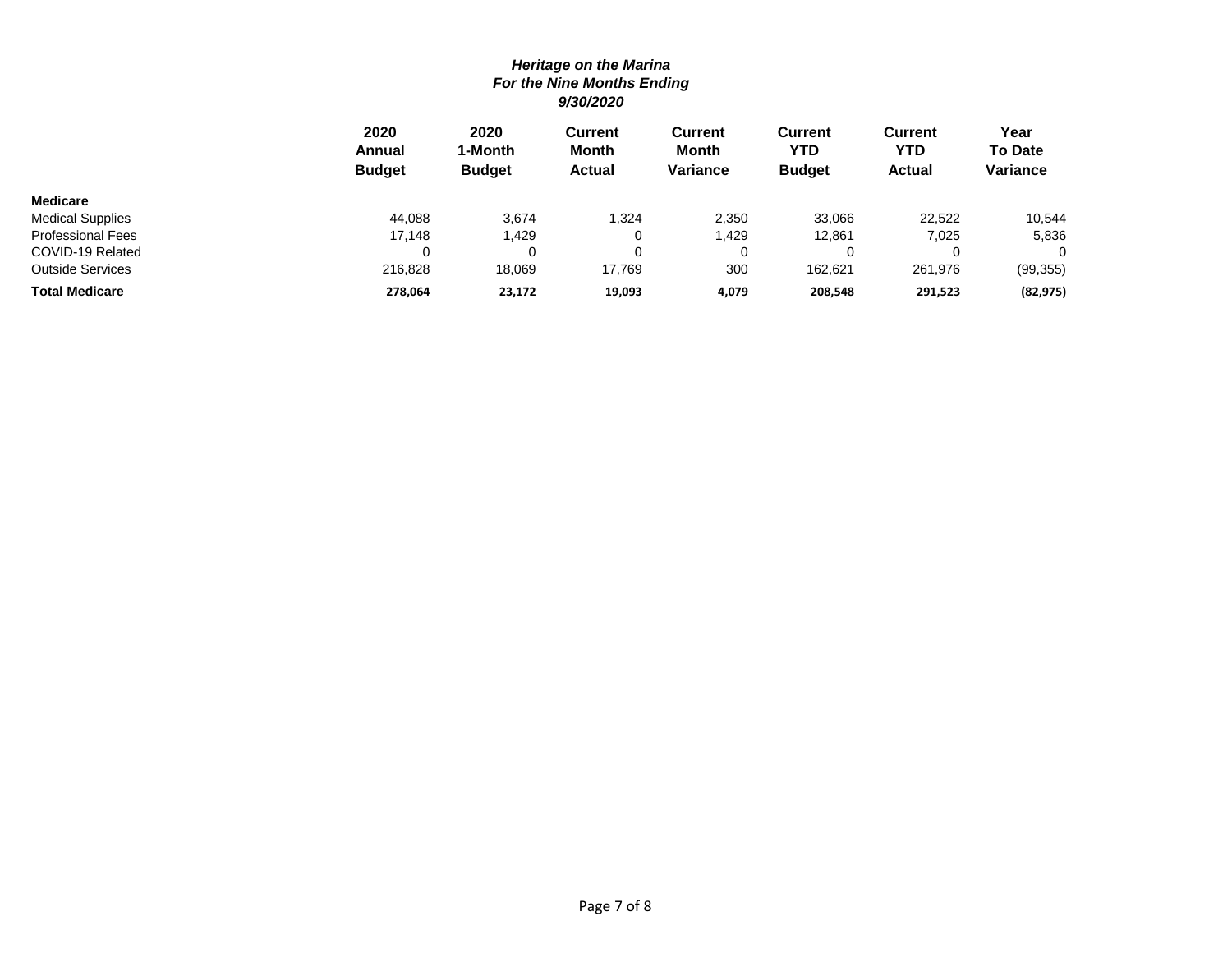***Heritage on the Marina***
***For the Nine Months Ending***
***9/30/2020***

| | 2020 Annual Budget | 2020 1-Month Budget | Current Month Actual | Current Month Variance | Current YTD Budget | Current YTD Actual | Year To Date Variance |
|---|---|---|---|---|---|---|---|
| **Medicare** | | | | | | | |
| Medical Supplies | 44,088 | 3,674 | 1,324 | 2,350 | 33,066 | 22,522 | 10,544 |
| Professional Fees | 17,148 | 1,429 | 0 | 1,429 | 12,861 | 7,025 | 5,836 |
| COVID-19 Related | 0 | 0 | 0 | 0 | 0 | 0 | 0 |
| Outside Services | 216,828 | 18,069 | 17,769 | 300 | 162,621 | 261,976 | (99,355) |
| **Total Medicare** | **278,064** | **23,172** | **19,093** | **4,079** | **208,548** | **291,523** | **(82,975)** |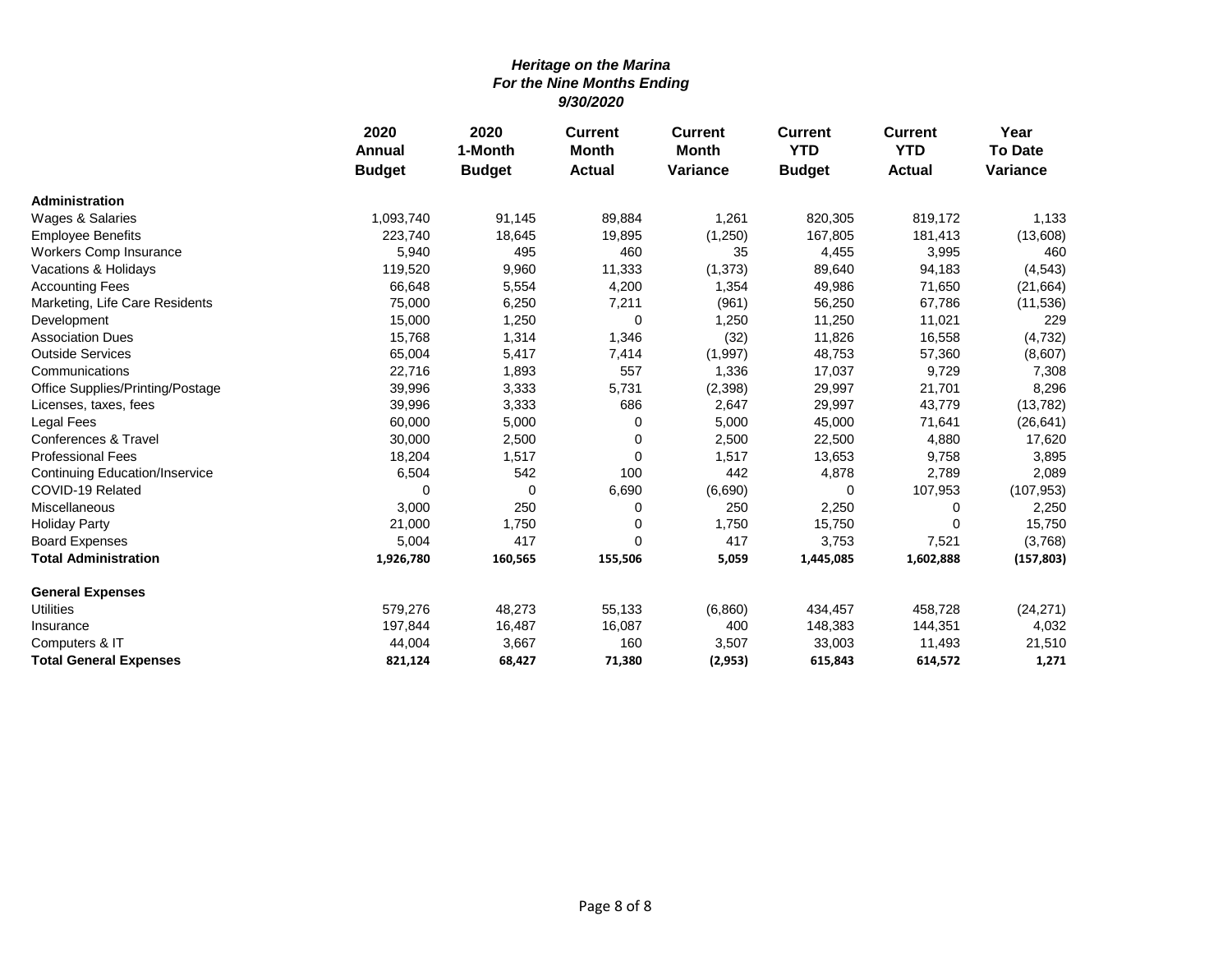***Heritage on the Marina***
***For the Nine Months Ending***
***9/30/2020***

| | 2020 Annual Budget | 2020 1-Month Budget | Current Month Actual | Current Month Variance | Current YTD Budget | Current YTD Actual | Year To Date Variance |
|---|---|---|---|---|---|---|---|
| **Administration** | | | | | | | |
| Wages & Salaries | 1,093,740 | 91,145 | 89,884 | 1,261 | 820,305 | 819,172 | 1,133 |
| Employee Benefits | 223,740 | 18,645 | 19,895 | (1,250) | 167,805 | 181,413 | (13,608) |
| Workers Comp Insurance | 5,940 | 495 | 460 | 35 | 4,455 | 3,995 | 460 |
| Vacations & Holidays | 119,520 | 9,960 | 11,333 | (1,373) | 89,640 | 94,183 | (4,543) |
| Accounting Fees | 66,648 | 5,554 | 4,200 | 1,354 | 49,986 | 71,650 | (21,664) |
| Marketing, Life Care Residents | 75,000 | 6,250 | 7,211 | (961) | 56,250 | 67,786 | (11,536) |
| Development | 15,000 | 1,250 | 0 | 1,250 | 11,250 | 11,021 | 229 |
| Association Dues | 15,768 | 1,314 | 1,346 | (32) | 11,826 | 16,558 | (4,732) |
| Outside Services | 65,004 | 5,417 | 7,414 | (1,997) | 48,753 | 57,360 | (8,607) |
| Communications | 22,716 | 1,893 | 557 | 1,336 | 17,037 | 9,729 | 7,308 |
| Office Supplies/Printing/Postage | 39,996 | 3,333 | 5,731 | (2,398) | 29,997 | 21,701 | 8,296 |
| Licenses, taxes, fees | 39,996 | 3,333 | 686 | 2,647 | 29,997 | 43,779 | (13,782) |
| Legal Fees | 60,000 | 5,000 | 0 | 5,000 | 45,000 | 71,641 | (26,641) |
| Conferences & Travel | 30,000 | 2,500 | 0 | 2,500 | 22,500 | 4,880 | 17,620 |
| Professional Fees | 18,204 | 1,517 | 0 | 1,517 | 13,653 | 9,758 | 3,895 |
| Continuing Education/Inservice | 6,504 | 542 | 100 | 442 | 4,878 | 2,789 | 2,089 |
| COVID-19 Related | 0 | 0 | 6,690 | (6,690) | 0 | 107,953 | (107,953) |
| Miscellaneous | 3,000 | 250 | 0 | 250 | 2,250 | 0 | 2,250 |
| Holiday Party | 21,000 | 1,750 | 0 | 1,750 | 15,750 | 0 | 15,750 |
| Board Expenses | 5,004 | 417 | 0 | 417 | 3,753 | 7,521 | (3,768) |
| **Total Administration** | **1,926,780** | **160,565** | **155,506** | **5,059** | **1,445,085** | **1,602,888** | **(157,803)** |
| **General Expenses** | | | | | | | |
| Utilities | 579,276 | 48,273 | 55,133 | (6,860) | 434,457 | 458,728 | (24,271) |
| Insurance | 197,844 | 16,487 | 16,087 | 400 | 148,383 | 144,351 | 4,032 |
| Computers & IT | 44,004 | 3,667 | 160 | 3,507 | 33,003 | 11,493 | 21,510 |
| **Total General Expenses** | **821,124** | **68,427** | **71,380** | **(2,953)** | **615,843** | **614,572** | **1,271** |